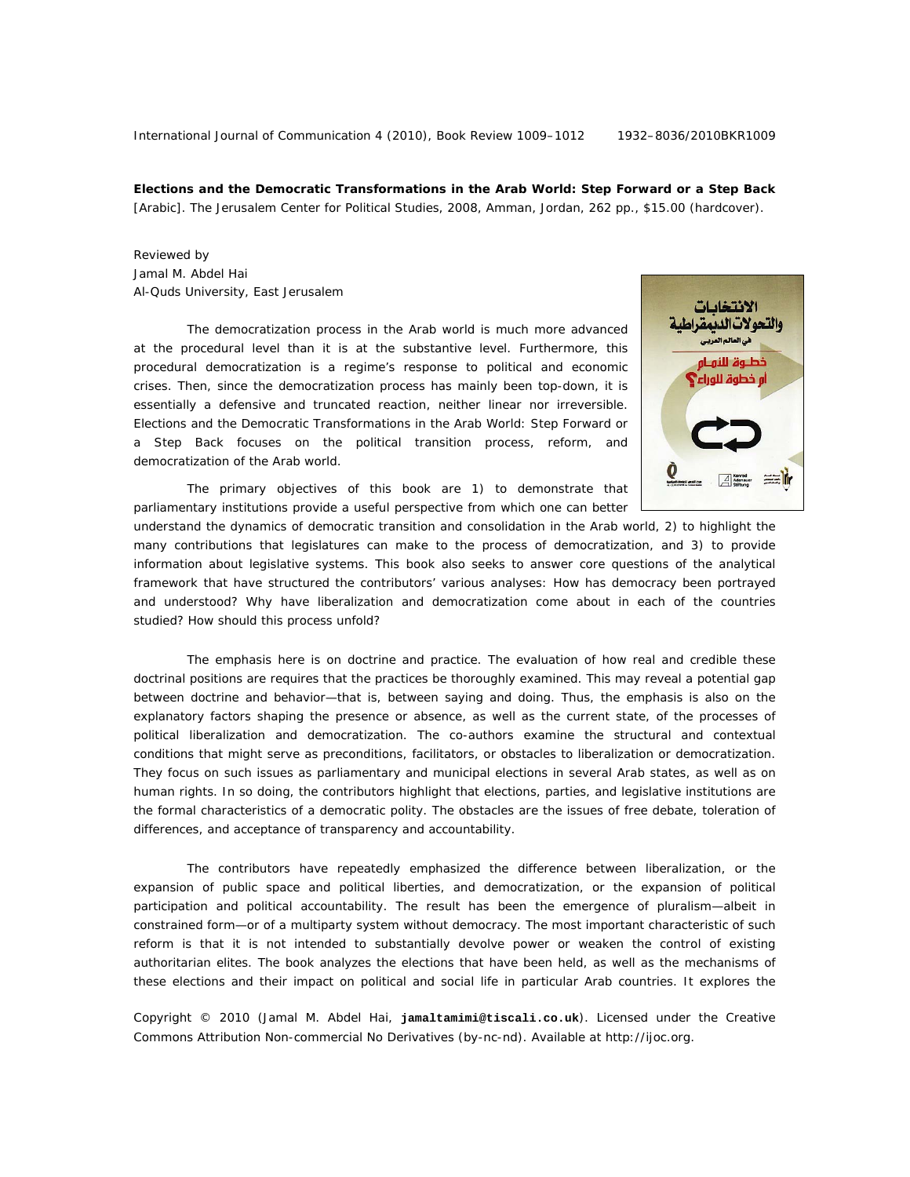**Elections and the Democratic Transformations in the Arab World: Step Forward or a Step Back** [Arabic]. The Jerusalem Center for Political Studies, 2008, Amman, Jordan, 262 pp., $15.00 (hardcover).

Reviewed by
Jamal M. Abdel Hai
Al-Quds University, East Jerusalem

The democratization process in the Arab world is much more advanced at the procedural level than it is at the substantive level. Furthermore, this procedural democratization is a regime's response to political and economic crises. Then, since the democratization process has mainly been top-down, it is essentially a defensive and truncated reaction, neither linear nor irreversible. *Elections and the Democratic Transformations in the Arab World: Step Forward or a Step Back* focuses on the political transition process, reform, and democratization of the Arab world.

The primary objectives of this book are 1) to demonstrate that parliamentary institutions provide a useful perspective from which one can better understand the dynamics of democratic transition and consolidation in the Arab world, 2) to highlight the many contributions that legislatures can make to the process of democratization, and 3) to provide information about legislative systems. This book also seeks to answer core questions of the analytical framework that have structured the contributors' various analyses: How has democracy been portrayed and understood? Why have liberalization and democratization come about in each of the countries studied? How should this process unfold?

The emphasis here is on doctrine and practice. The evaluation of how real and credible these doctrinal positions are requires that the practices be thoroughly examined. This may reveal a potential gap between doctrine and behavior—that is, between saying and doing. Thus, the emphasis is also on the explanatory factors shaping the presence or absence, as well as the current state, of the processes of political liberalization and democratization. The co-authors examine the structural and contextual conditions that might serve as preconditions, facilitators, or obstacles to liberalization or democratization. They focus on such issues as parliamentary and municipal elections in several Arab states, as well as on human rights. In so doing, the contributors highlight that elections, parties, and legislative institutions are the formal characteristics of a democratic polity. The obstacles are the issues of free debate, toleration of differences, and acceptance of transparency and accountability.

The contributors have repeatedly emphasized the difference between liberalization, or the expansion of public space and political liberties, and democratization, or the expansion of political participation and political accountability. The result has been the emergence of pluralism—albeit in constrained form—or of a multiparty system without democracy. The most important characteristic of such reform is that it is not intended to substantially devolve power or weaken the control of existing authoritarian elites. The book analyzes the elections that have been held, as well as the mechanisms of these elections and their impact on political and social life in particular Arab countries. It explores the

Copyright © 2010 (Jamal M. Abdel Hai, **jamaltamimi@tiscali.co.uk**). Licensed under the Creative Commons Attribution Non-commercial No Derivatives (by-nc-nd). Available at http://ijoc.org.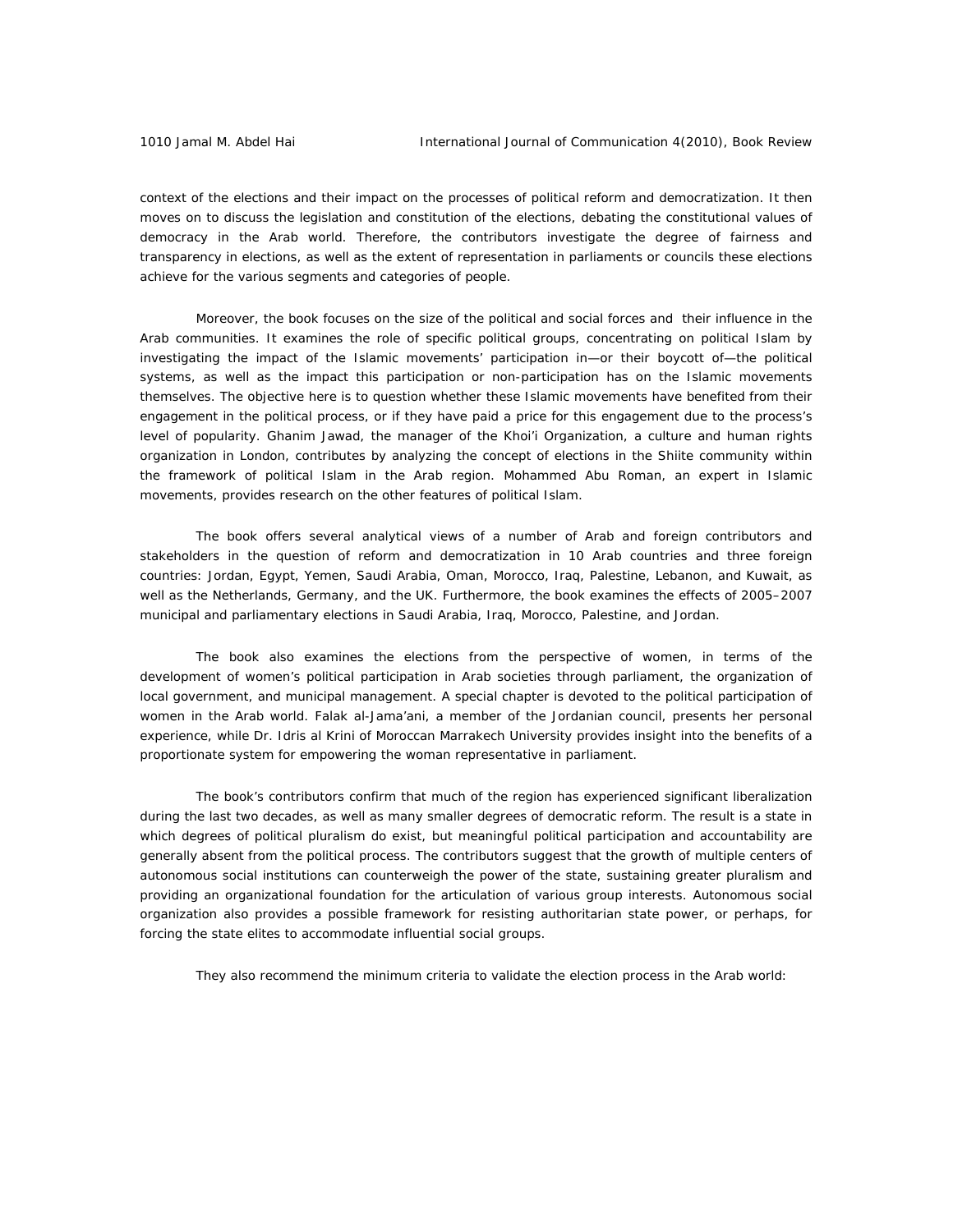context of the elections and their impact on the processes of political reform and democratization. It then moves on to discuss the legislation and constitution of the elections, debating the constitutional values of democracy in the Arab world. Therefore, the contributors investigate the degree of fairness and transparency in elections, as well as the extent of representation in parliaments or councils these elections achieve for the various segments and categories of people.

Moreover, the book focuses on the size of the political and social forces and their influence in the Arab communities. It examines the role of specific political groups, concentrating on political Islam by investigating the impact of the Islamic movements' participation in—or their boycott of—the political systems, as well as the impact this participation or non-participation has on the Islamic movements themselves. The objective here is to question whether these Islamic movements have benefited from their engagement in the political process, or if they have paid a price for this engagement due to the process's level of popularity. Ghanim Jawad, the manager of the Khoi'i Organization, a culture and human rights organization in London, contributes by analyzing the concept of elections in the Shiite community within the framework of political Islam in the Arab region. Mohammed Abu Roman, an expert in Islamic movements, provides research on the other features of political Islam.

The book offers several analytical views of a number of Arab and foreign contributors and stakeholders in the question of reform and democratization in 10 Arab countries and three foreign countries: Jordan, Egypt, Yemen, Saudi Arabia, Oman, Morocco, Iraq, Palestine, Lebanon, and Kuwait, as well as the Netherlands, Germany, and the UK. Furthermore, the book examines the effects of 2005–2007 municipal and parliamentary elections in Saudi Arabia, Iraq, Morocco, Palestine, and Jordan.

The book also examines the elections from the perspective of women, in terms of the development of women's political participation in Arab societies through parliament, the organization of local government, and municipal management. A special chapter is devoted to the political participation of women in the Arab world. Falak al-Jama'ani, a member of the Jordanian council, presents her personal experience, while Dr. Idris al Krini of Moroccan Marrakech University provides insight into the benefits of a proportionate system for empowering the woman representative in parliament.

The book's contributors confirm that much of the region has experienced significant liberalization during the last two decades, as well as many smaller degrees of democratic reform. The result is a state in which degrees of political pluralism do exist, but meaningful political participation and accountability are generally absent from the political process. The contributors suggest that the growth of multiple centers of autonomous social institutions can counterweigh the power of the state, sustaining greater pluralism and providing an organizational foundation for the articulation of various group interests. Autonomous social organization also provides a possible framework for resisting authoritarian state power, or perhaps, for forcing the state elites to accommodate influential social groups.

They also recommend the minimum criteria to validate the election process in the Arab world: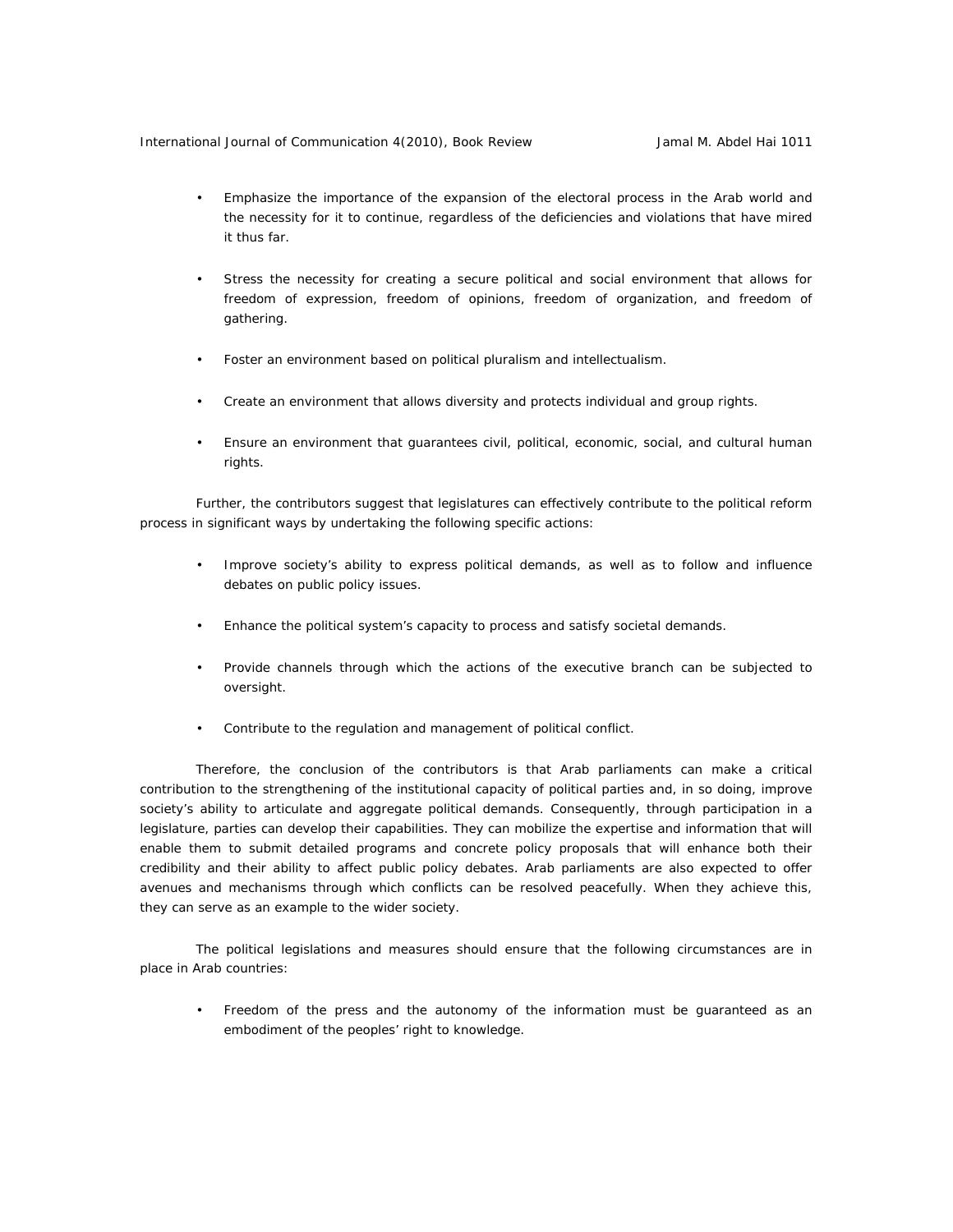- Emphasize the importance of the expansion of the electoral process in the Arab world and the necessity for it to continue, regardless of the deficiencies and violations that have mired it thus far.
- Stress the necessity for creating a secure political and social environment that allows for freedom of expression, freedom of opinions, freedom of organization, and freedom of gathering.
- Foster an environment based on political pluralism and intellectualism.
- Create an environment that allows diversity and protects individual and group rights.
- Ensure an environment that guarantees civil, political, economic, social, and cultural human rights.

Further, the contributors suggest that legislatures can effectively contribute to the political reform process in significant ways by undertaking the following specific actions:

- Improve society's ability to express political demands, as well as to follow and influence debates on public policy issues.
- Enhance the political system's capacity to process and satisfy societal demands.
- Provide channels through which the actions of the executive branch can be subjected to oversight.
- Contribute to the regulation and management of political conflict.

Therefore, the conclusion of the contributors is that Arab parliaments can make a critical contribution to the strengthening of the institutional capacity of political parties and, in so doing, improve society's ability to articulate and aggregate political demands. Consequently, through participation in a legislature, parties can develop their capabilities. They can mobilize the expertise and information that will enable them to submit detailed programs and concrete policy proposals that will enhance both their credibility and their ability to affect public policy debates. Arab parliaments are also expected to offer avenues and mechanisms through which conflicts can be resolved peacefully. When they achieve this, they can serve as an example to the wider society.

The political legislations and measures should ensure that the following circumstances are in place in Arab countries:

- Freedom of the press and the autonomy of the information must be guaranteed as an embodiment of the peoples' right to knowledge.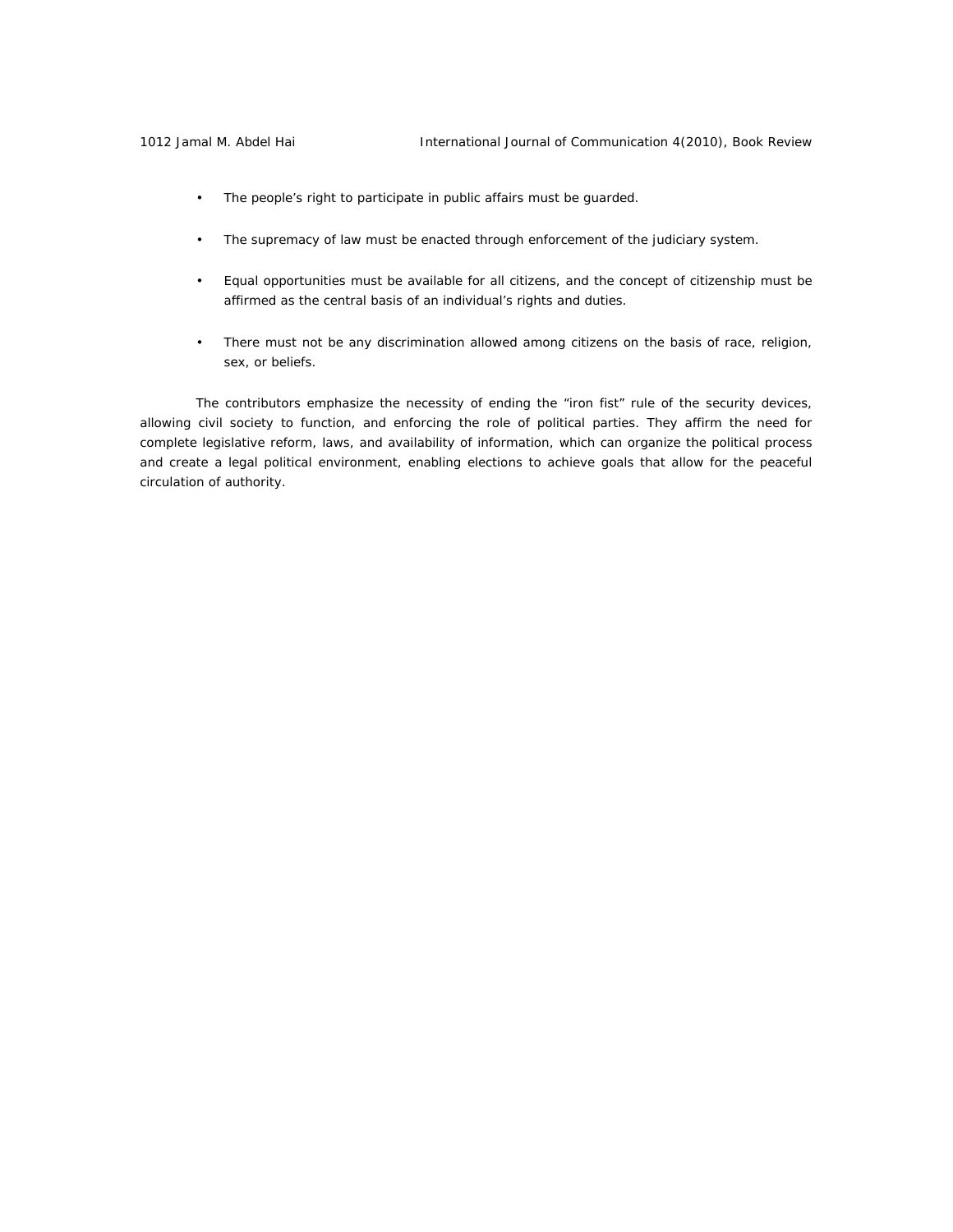- The people's right to participate in public affairs must be guarded.
- The supremacy of law must be enacted through enforcement of the judiciary system.
- Equal opportunities must be available for all citizens, and the concept of citizenship must be affirmed as the central basis of an individual's rights and duties.
- There must not be any discrimination allowed among citizens on the basis of race, religion, sex, or beliefs.

The contributors emphasize the necessity of ending the "iron fist" rule of the security devices, allowing civil society to function, and enforcing the role of political parties. They affirm the need for complete legislative reform, laws, and availability of information, which can organize the political process and create a legal political environment, enabling elections to achieve goals that allow for the peaceful circulation of authority.